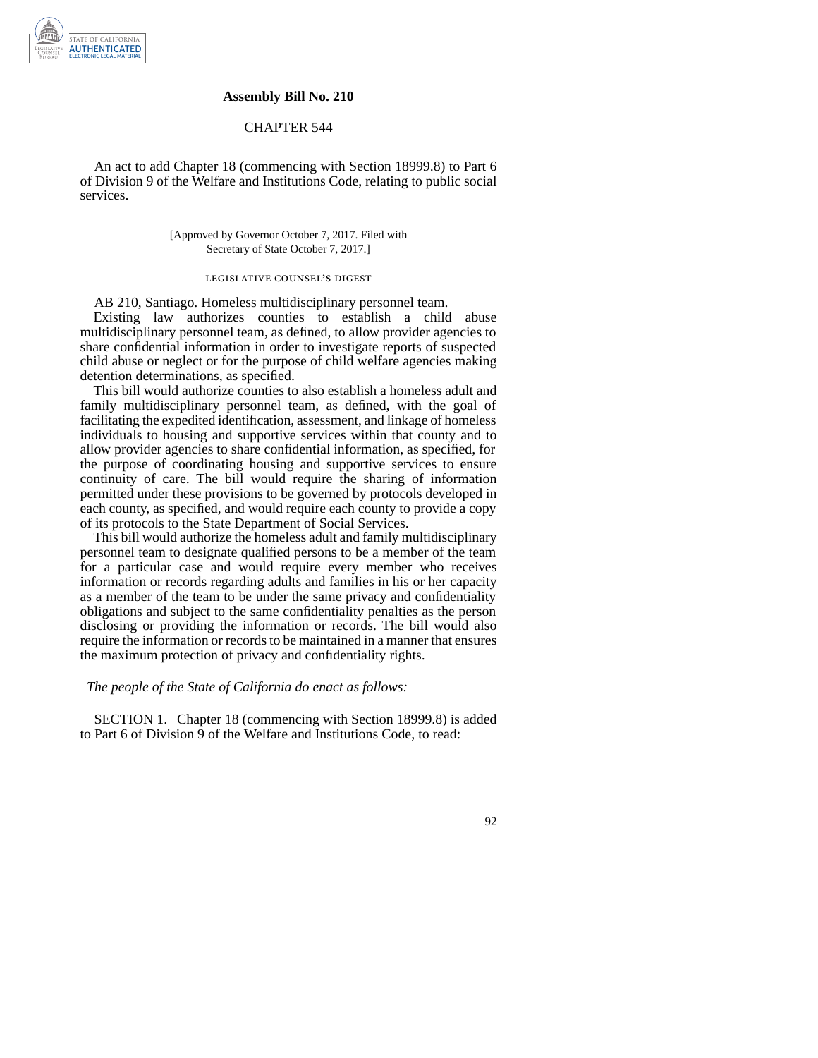# Assembly Bill No. 210

## CHAPTER 544

An act to add Chapter 18 (commencing with Section 18999.8) to Part 6 of Division 9 of the Welfare and Institutions Code, relating to public social services.

[Approved by Governor October 7, 2017. Filed with Secretary of State October 7, 2017.]

### LEGISLATIVE COUNSEL'S DIGEST

AB 210, Santiago. Homeless multidisciplinary personnel team.

Existing law authorizes counties to establish a child abuse multidisciplinary personnel team, as defined, to allow provider agencies to share confidential information in order to investigate reports of suspected child abuse or neglect or for the purpose of child welfare agencies making detention determinations, as specified.

This bill would authorize counties to also establish a homeless adult and family multidisciplinary personnel team, as defined, with the goal of facilitating the expedited identification, assessment, and linkage of homeless individuals to housing and supportive services within that county and to allow provider agencies to share confidential information, as specified, for the purpose of coordinating housing and supportive services to ensure continuity of care. The bill would require the sharing of information permitted under these provisions to be governed by protocols developed in each county, as specified, and would require each county to provide a copy of its protocols to the State Department of Social Services.

This bill would authorize the homeless adult and family multidisciplinary personnel team to designate qualified persons to be a member of the team for a particular case and would require every member who receives information or records regarding adults and families in his or her capacity as a member of the team to be under the same privacy and confidentiality obligations and subject to the same confidentiality penalties as the person disclosing or providing the information or records. The bill would also require the information or records to be maintained in a manner that ensures the maximum protection of privacy and confidentiality rights.

*The people of the State of California do enact as follows:*

SECTION 1. Chapter 18 (commencing with Section 18999.8) is added to Part 6 of Division 9 of the Welfare and Institutions Code, to read: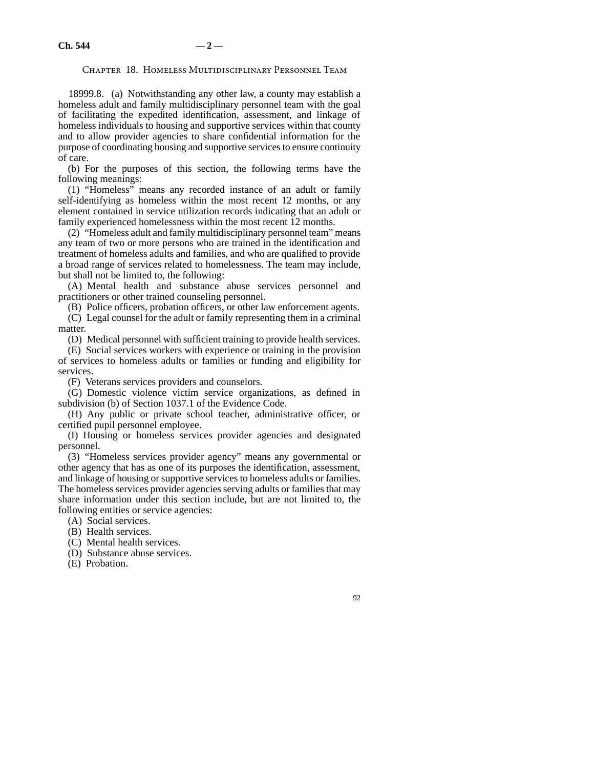## Chapter 18. Homeless Multidisciplinary Personnel Team

18999.8. (a) Notwithstanding any other law, a county may establish a homeless adult and family multidisciplinary personnel team with the goal of facilitating the expedited identification, assessment, and linkage of homeless individuals to housing and supportive services within that county and to allow provider agencies to share confidential information for the purpose of coordinating housing and supportive services to ensure continuity of care.

(b) For the purposes of this section, the following terms have the following meanings:

(1) "Homeless" means any recorded instance of an adult or family self-identifying as homeless within the most recent 12 months, or any element contained in service utilization records indicating that an adult or family experienced homelessness within the most recent 12 months.

(2) "Homeless adult and family multidisciplinary personnel team" means any team of two or more persons who are trained in the identification and treatment of homeless adults and families, and who are qualified to provide a broad range of services related to homelessness. The team may include, but shall not be limited to, the following:

(A) Mental health and substance abuse services personnel and practitioners or other trained counseling personnel.

(B) Police officers, probation officers, or other law enforcement agents.

(C) Legal counsel for the adult or family representing them in a criminal matter.

(D) Medical personnel with sufficient training to provide health services.

(E) Social services workers with experience or training in the provision of services to homeless adults or families or funding and eligibility for services.

(F) Veterans services providers and counselors.

(G) Domestic violence victim service organizations, as defined in subdivision (b) of Section 1037.1 of the Evidence Code.

(H) Any public or private school teacher, administrative officer, or certified pupil personnel employee.

(I) Housing or homeless services provider agencies and designated personnel.

(3) "Homeless services provider agency" means any governmental or other agency that has as one of its purposes the identification, assessment, and linkage of housing or supportive services to homeless adults or families. The homeless services provider agencies serving adults or families that may share information under this section include, but are not limited to, the following entities or service agencies:

(A) Social services.

(B) Health services.

(C) Mental health services.

(D) Substance abuse services.

(E) Probation.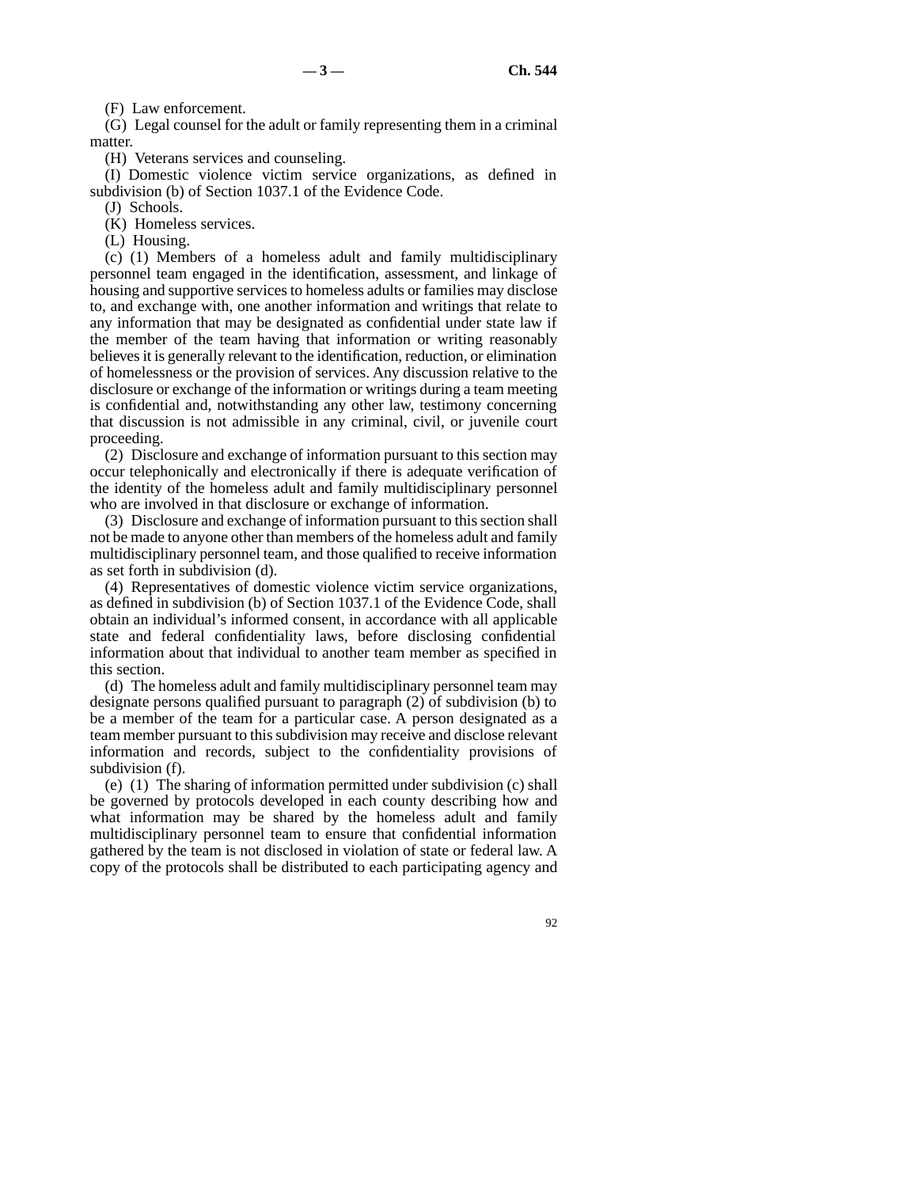(F) Law enforcement.

(G) Legal counsel for the adult or family representing them in a criminal matter.

(H) Veterans services and counseling.

(I) Domestic violence victim service organizations, as defined in subdivision (b) of Section 1037.1 of the Evidence Code.

(J) Schools.

(K) Homeless services.

(L) Housing.

(c) (1) Members of a homeless adult and family multidisciplinary personnel team engaged in the identification, assessment, and linkage of housing and supportive services to homeless adults or families may disclose to, and exchange with, one another information and writings that relate to any information that may be designated as confidential under state law if the member of the team having that information or writing reasonably believes it is generally relevant to the identification, reduction, or elimination of homelessness or the provision of services. Any discussion relative to the disclosure or exchange of the information or writings during a team meeting is confidential and, notwithstanding any other law, testimony concerning that discussion is not admissible in any criminal, civil, or juvenile court proceeding.

(2) Disclosure and exchange of information pursuant to this section may occur telephonically and electronically if there is adequate verification of the identity of the homeless adult and family multidisciplinary personnel who are involved in that disclosure or exchange of information.

(3) Disclosure and exchange of information pursuant to this section shall not be made to anyone other than members of the homeless adult and family multidisciplinary personnel team, and those qualified to receive information as set forth in subdivision (d).

(4) Representatives of domestic violence victim service organizations, as defined in subdivision (b) of Section 1037.1 of the Evidence Code, shall obtain an individual's informed consent, in accordance with all applicable state and federal confidentiality laws, before disclosing confidential information about that individual to another team member as specified in this section.

(d) The homeless adult and family multidisciplinary personnel team may designate persons qualified pursuant to paragraph (2) of subdivision (b) to be a member of the team for a particular case. A person designated as a team member pursuant to this subdivision may receive and disclose relevant information and records, subject to the confidentiality provisions of subdivision (f).

(e) (1) The sharing of information permitted under subdivision (c) shall be governed by protocols developed in each county describing how and what information may be shared by the homeless adult and family multidisciplinary personnel team to ensure that confidential information gathered by the team is not disclosed in violation of state or federal law. A copy of the protocols shall be distributed to each participating agency and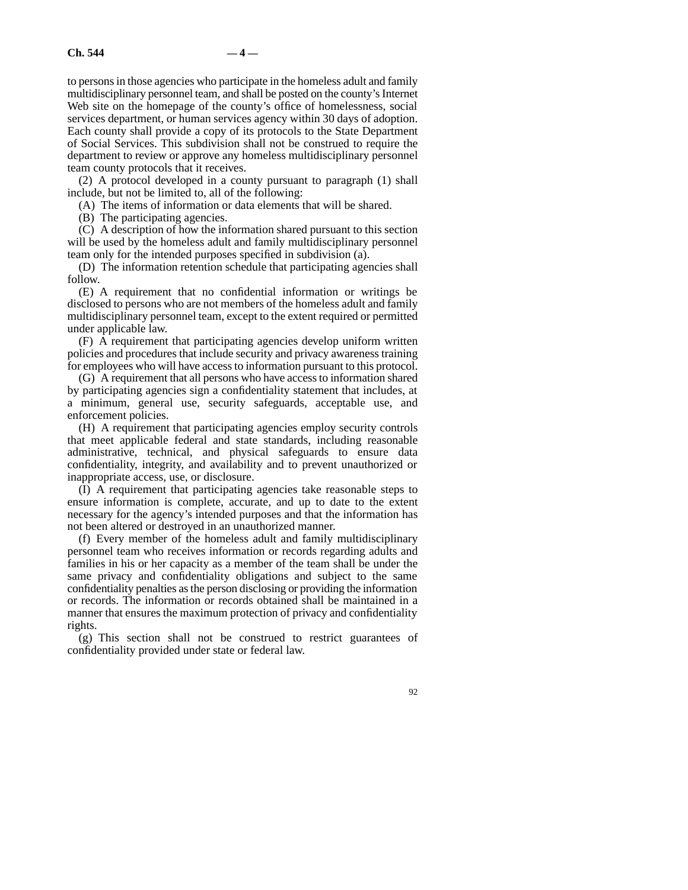to persons in those agencies who participate in the homeless adult and family multidisciplinary personnel team, and shall be posted on the county's Internet Web site on the homepage of the county's office of homelessness, social services department, or human services agency within 30 days of adoption. Each county shall provide a copy of its protocols to the State Department of Social Services. This subdivision shall not be construed to require the department to review or approve any homeless multidisciplinary personnel team county protocols that it receives.

(2) A protocol developed in a county pursuant to paragraph (1) shall include, but not be limited to, all of the following:

(A) The items of information or data elements that will be shared.

(B) The participating agencies.

(C) A description of how the information shared pursuant to this section will be used by the homeless adult and family multidisciplinary personnel team only for the intended purposes specified in subdivision (a).

(D) The information retention schedule that participating agencies shall follow.

(E) A requirement that no confidential information or writings be disclosed to persons who are not members of the homeless adult and family multidisciplinary personnel team, except to the extent required or permitted under applicable law.

(F) A requirement that participating agencies develop uniform written policies and procedures that include security and privacy awareness training for employees who will have access to information pursuant to this protocol.

(G) A requirement that all persons who have access to information shared by participating agencies sign a confidentiality statement that includes, at a minimum, general use, security safeguards, acceptable use, and enforcement policies.

(H) A requirement that participating agencies employ security controls that meet applicable federal and state standards, including reasonable administrative, technical, and physical safeguards to ensure data confidentiality, integrity, and availability and to prevent unauthorized or inappropriate access, use, or disclosure.

(I) A requirement that participating agencies take reasonable steps to ensure information is complete, accurate, and up to date to the extent necessary for the agency's intended purposes and that the information has not been altered or destroyed in an unauthorized manner.

(f) Every member of the homeless adult and family multidisciplinary personnel team who receives information or records regarding adults and families in his or her capacity as a member of the team shall be under the same privacy and confidentiality obligations and subject to the same confidentiality penalties as the person disclosing or providing the information or records. The information or records obtained shall be maintained in a manner that ensures the maximum protection of privacy and confidentiality rights.

(g) This section shall not be construed to restrict guarantees of confidentiality provided under state or federal law.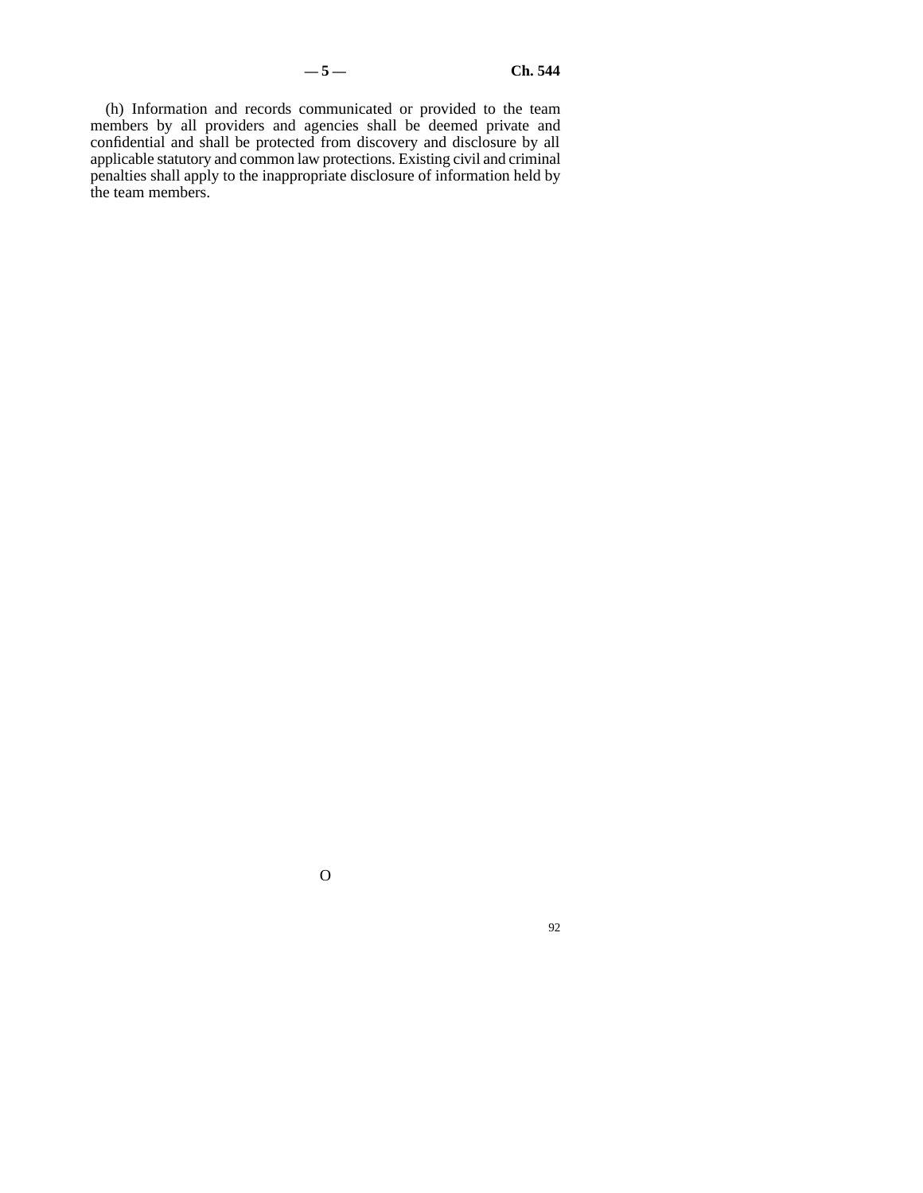(h) Information and records communicated or provided to the team members by all providers and agencies shall be deemed private and confidential and shall be protected from discovery and disclosure by all applicable statutory and common law protections. Existing civil and criminal penalties shall apply to the inappropriate disclosure of information held by the team members.

O